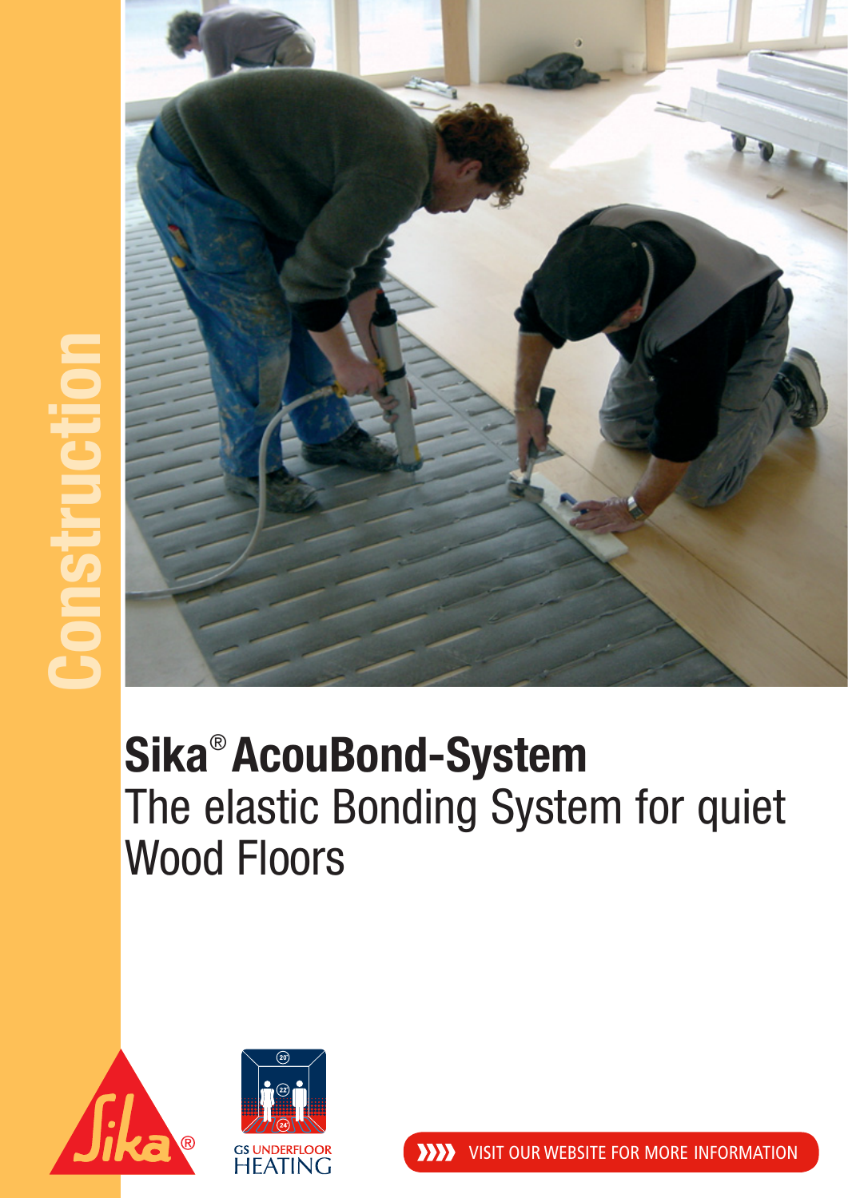Construction

# Sika® AcouBond-System

## The elastic Bonding System for quiet Wood Floors

GS UNDERFLOOR HEATING

VISIT OUR WEBSITE FOR MORE INFORMATION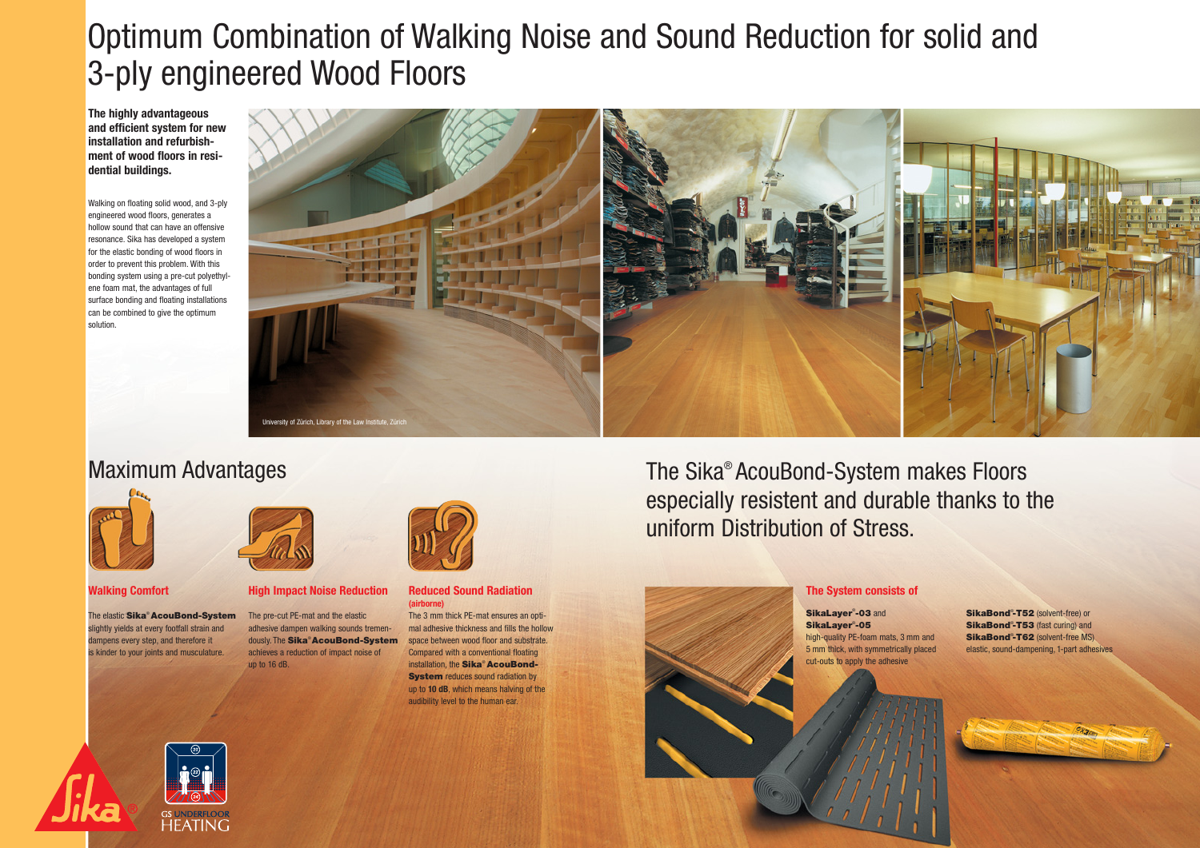# Optimum Combination of Walking Noise and Sound Reduction for solid and 3-ply engineered Wood Floors

**The highly advantageous and efficient system for new installation and refurbishment of wood floors in residential buildings.**

Walking on floating solid wood, and 3-ply engineered wood floors, generates a hollow sound that can have an offensive resonance. Sika has developed a system for the elastic bonding of wood floors in order to prevent this problem. With this bonding system using a pre-cut polyethylene foam mat, the advantages of full surface bonding and floating installations can be combined to give the optimum solution.

University of Zürich, Library of the Law Institute, Zürich

## Maximum Advantages

### Walking Comfort

The elastic **Sika® AcouBond-System** slightly yields at every footfall strain and dampens every step, and therefore it is kinder to your joints and musculature.

### High Impact Noise Reduction

The pre-cut PE-mat and the elastic adhesive dampen walking sounds tremendously. The **Sika® AcouBond-System** achieves a reduction of impact noise of up to 16 dB.

### Reduced Sound Radiation (airborne)

The 3 mm thick PE-mat ensures an optimal adhesive thickness and fills the hollow space between wood floor and substrate. Compared with a conventional floating installation, the **Sika® AcouBond-System** reduces sound radiation by up to **10 dB**, which means halving of the audibility level to the human ear.

## The Sika® AcouBond-System makes Floors especially resistent and durable thanks to the uniform Distribution of Stress.

### The System consists of

**SikaLayer®-03** and **SikaLayer®-05** high-quality PE-foam mats, 3 mm and 5 mm thick, with symmetrically placed cut-outs to apply the adhesive

**SikaBond®-T52** (solvent-free) or **SikaBond®-T53** (fast curing) and **SikaBond®-T62** (solvent-free MS) elastic, sound-dampening, 1-part adhesives

GS UNDERFLOOR HEATING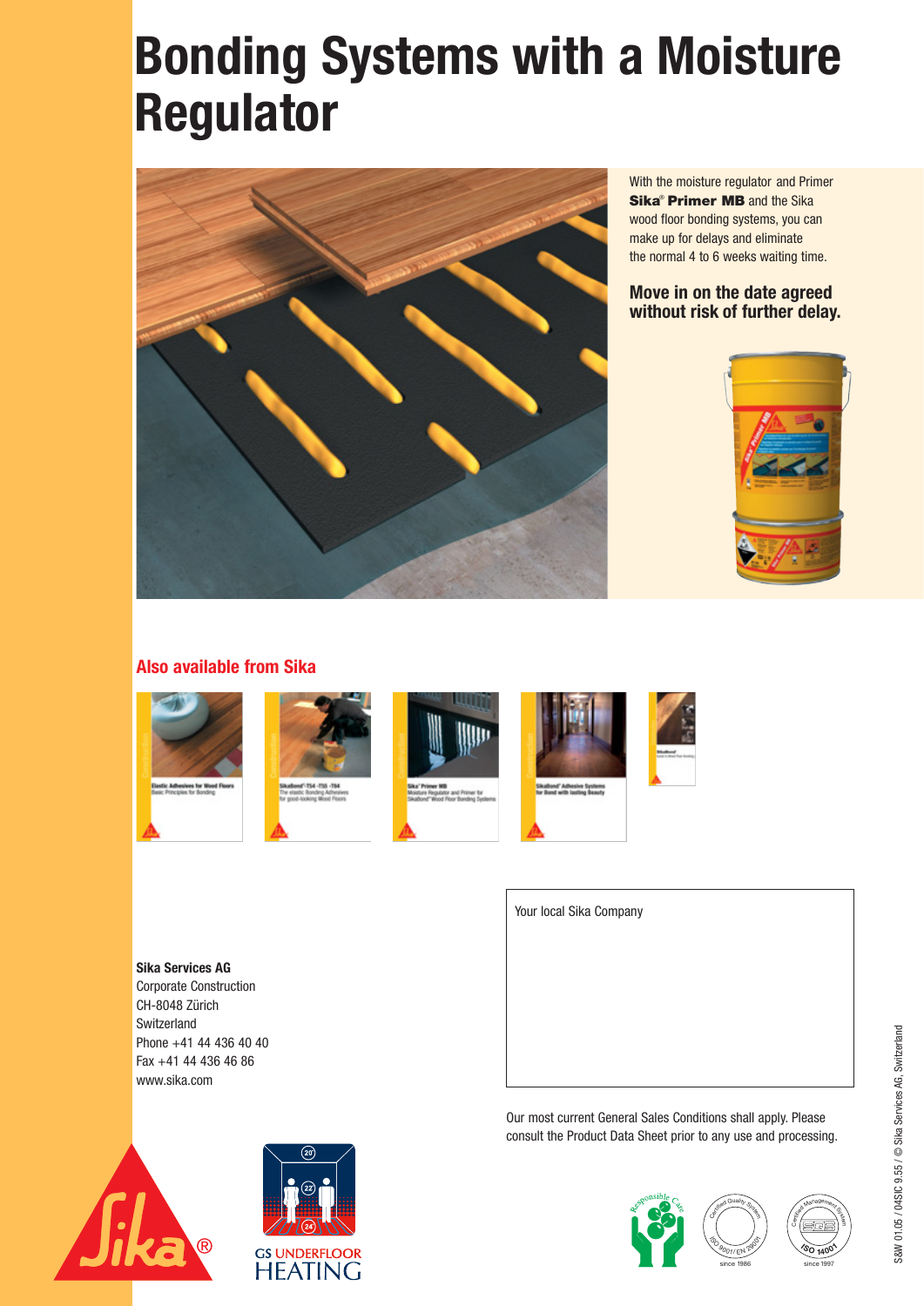# Bonding Systems with a Moisture Regulator

With the moisture regulator and Primer **Sika® Primer MB** and the Sika wood floor bonding systems, you can make up for delays and eliminate the normal 4 to 6 weeks waiting time.

**Move in on the date agreed without risk of further delay.**

## Also available from Sika

Elastic Adhesives for Wood Floors
Basic Principles for Bonding

SikaBond®-T54 -T55 -T64
The elastic Bonding Adhesives for good-looking Wood Floors

Sika® Primer MB
Moisture Regulator and Primer for SikaBond® Wood Floor Bonding Systems

SikaBond® Adhesive Systems for Bond with lasting Beauty

Your local Sika Company

**Sika Services AG**
Corporate Construction
CH-8048 Zürich
Switzerland
Phone +41 44 436 40 40
Fax +41 44 436 46 86
www.sika.com

Our most current General Sales Conditions shall apply. Please consult the Product Data Sheet prior to any use and processing.

GS UNDERFLOOR HEATING

Responsible Care

Certified Quality System ISO 9001/EN 29001 since 1986

Certified Management System ISO 14001 since 1997

S&W 01.05 / 04SIC 9.55 / © Sika Services AG, Switzerland